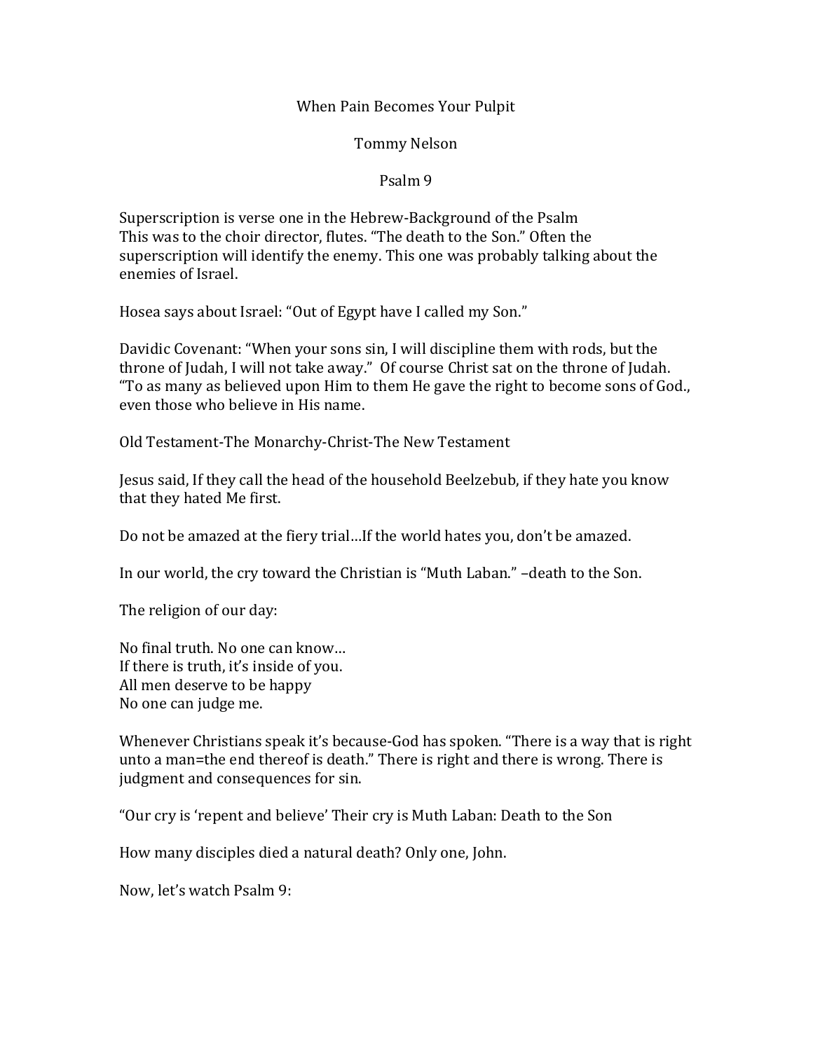When Pain Becomes Your Pulpit

Tommy Nelson

Psalm 9

Superscription is verse one in the Hebrew-Background of the Psalm
This was to the choir director, flutes. "The death to the Son." Often the superscription will identify the enemy. This one was probably talking about the enemies of Israel.

Hosea says about Israel: "Out of Egypt have I called my Son."

Davidic Covenant: "When your sons sin, I will discipline them with rods, but the throne of Judah, I will not take away." Of course Christ sat on the throne of Judah. "To as many as believed upon Him to them He gave the right to become sons of God., even those who believe in His name.

Old Testament-The Monarchy-Christ-The New Testament

Jesus said, If they call the head of the household Beelzebub, if they hate you know that they hated Me first.

Do not be amazed at the fiery trial…If the world hates you, don't be amazed.

In our world, the cry toward the Christian is "Muth Laban." –death to the Son.

The religion of our day:

No final truth. No one can know…
If there is truth, it's inside of you.
All men deserve to be happy
No one can judge me.

Whenever Christians speak it's because-God has spoken. "There is a way that is right unto a man=the end thereof is death." There is right and there is wrong. There is judgment and consequences for sin.

"Our cry is 'repent and believe' Their cry is Muth Laban: Death to the Son

How many disciples died a natural death? Only one, John.

Now, let's watch Psalm 9: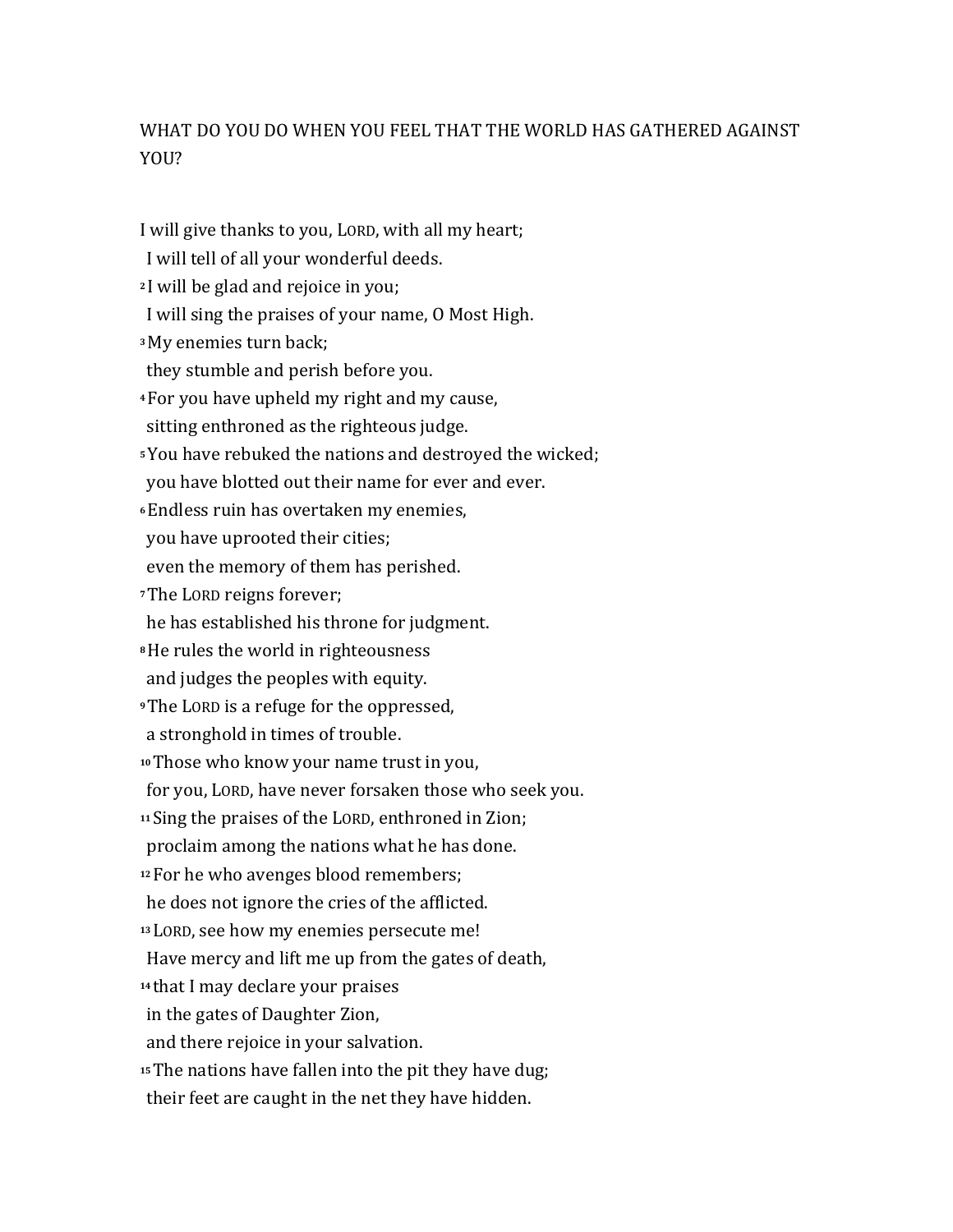WHAT DO YOU DO WHEN YOU FEEL THAT THE WORLD HAS GATHERED AGAINST YOU?

I will give thanks to you, LORD, with all my heart;  
I will tell of all your wonderful deeds.  
2 I will be glad and rejoice in you;  
I will sing the praises of your name, O Most High.  
3 My enemies turn back;  
they stumble and perish before you.  
4 For you have upheld my right and my cause,  
sitting enthroned as the righteous judge.  
5 You have rebuked the nations and destroyed the wicked;  
you have blotted out their name for ever and ever.  
6 Endless ruin has overtaken my enemies,  
you have uprooted their cities;  
even the memory of them has perished.  
7 The LORD reigns forever;  
he has established his throne for judgment.  
8 He rules the world in righteousness  
and judges the peoples with equity.  
9 The LORD is a refuge for the oppressed,  
a stronghold in times of trouble.  
10 Those who know your name trust in you,  
for you, LORD, have never forsaken those who seek you.  
11 Sing the praises of the LORD, enthroned in Zion;  
proclaim among the nations what he has done.  
12 For he who avenges blood remembers;  
he does not ignore the cries of the afflicted.  
13 LORD, see how my enemies persecute me!  
Have mercy and lift me up from the gates of death,  
14 that I may declare your praises  
in the gates of Daughter Zion,  
and there rejoice in your salvation.  
15 The nations have fallen into the pit they have dug;  
their feet are caught in the net they have hidden.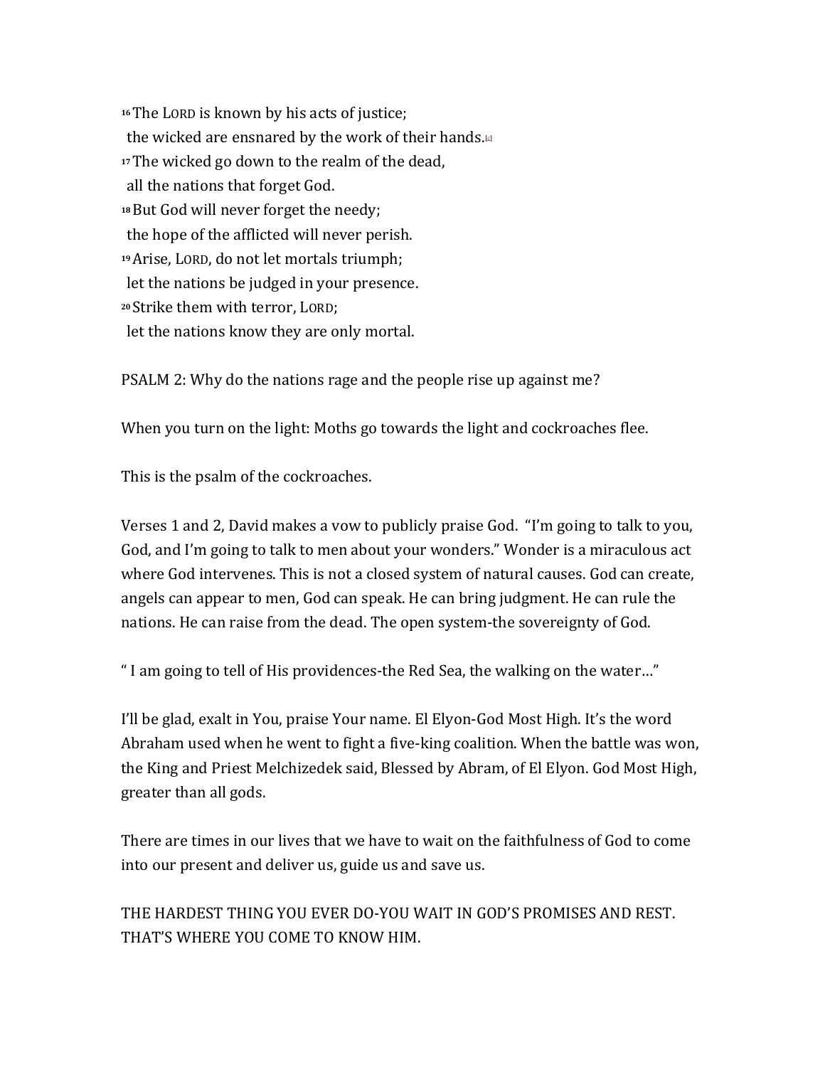[16] The LORD is known by his acts of justice;
 the wicked are ensnared by the work of their hands.[c]
[17] The wicked go down to the realm of the dead,
 all the nations that forget God.
[18] But God will never forget the needy;
 the hope of the afflicted will never perish.
[19] Arise, LORD, do not let mortals triumph;
 let the nations be judged in your presence.
[20] Strike them with terror, LORD;
 let the nations know they are only mortal.

PSALM 2: Why do the nations rage and the people rise up against me?

When you turn on the light: Moths go towards the light and cockroaches flee.

This is the psalm of the cockroaches.

Verses 1 and 2, David makes a vow to publicly praise God. "I'm going to talk to you, God, and I'm going to talk to men about your wonders." Wonder is a miraculous act where God intervenes. This is not a closed system of natural causes. God can create, angels can appear to men, God can speak. He can bring judgment. He can rule the nations. He can raise from the dead. The open system-the sovereignty of God.

" I am going to tell of His providences-the Red Sea, the walking on the water…"

I'll be glad, exalt in You, praise Your name. El Elyon-God Most High. It's the word Abraham used when he went to fight a five-king coalition. When the battle was won, the King and Priest Melchizedek said, Blessed by Abram, of El Elyon. God Most High, greater than all gods.

There are times in our lives that we have to wait on the faithfulness of God to come into our present and deliver us, guide us and save us.

THE HARDEST THING YOU EVER DO-YOU WAIT IN GOD'S PROMISES AND REST. THAT'S WHERE YOU COME TO KNOW HIM.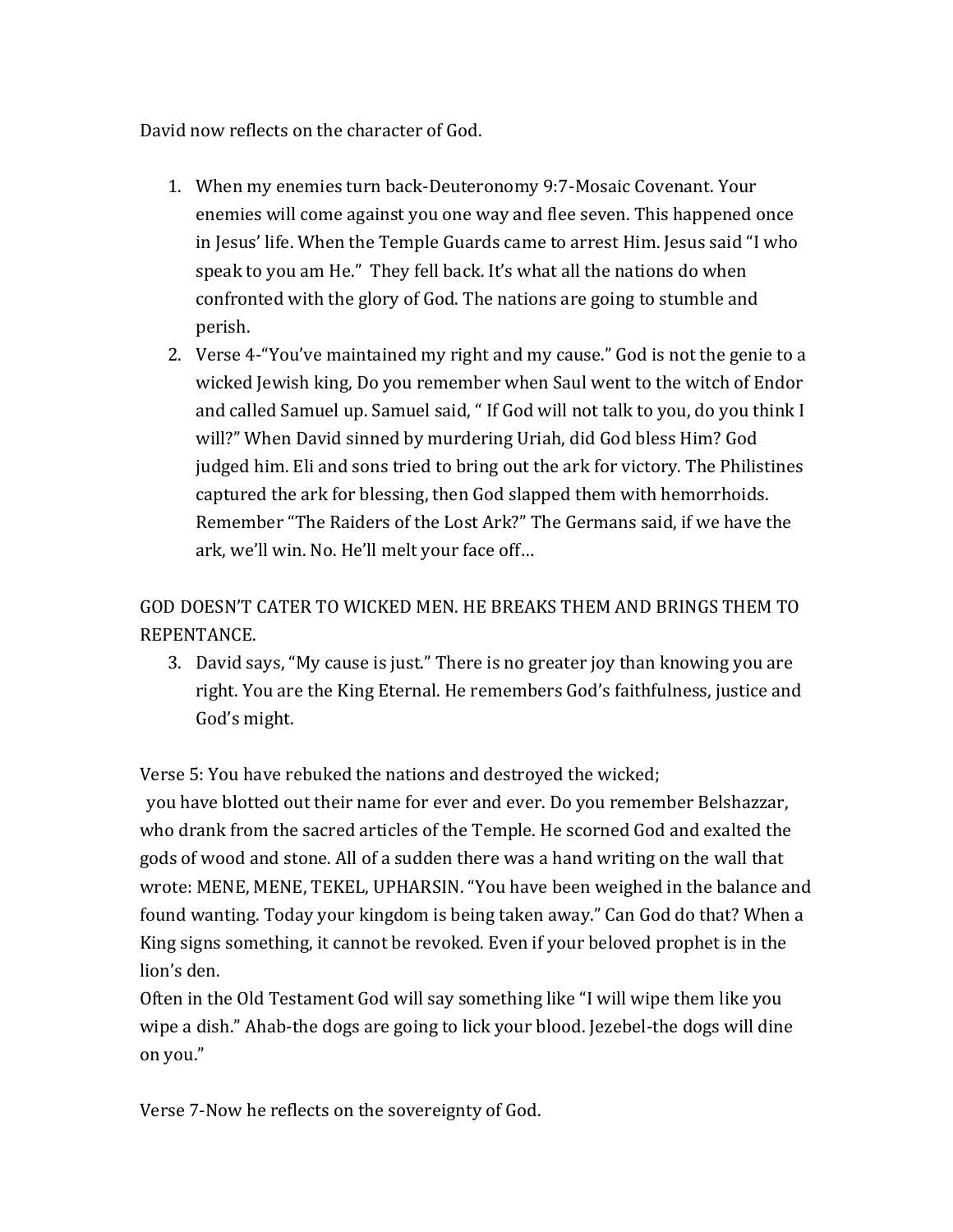David now reflects on the character of God.

1. When my enemies turn back-Deuteronomy 9:7-Mosaic Covenant. Your enemies will come against you one way and flee seven. This happened once in Jesus' life. When the Temple Guards came to arrest Him. Jesus said "I who speak to you am He." They fell back. It's what all the nations do when confronted with the glory of God. The nations are going to stumble and perish.
2. Verse 4-"You've maintained my right and my cause." God is not the genie to a wicked Jewish king, Do you remember when Saul went to the witch of Endor and called Samuel up. Samuel said, " If God will not talk to you, do you think I will?" When David sinned by murdering Uriah, did God bless Him? God judged him. Eli and sons tried to bring out the ark for victory. The Philistines captured the ark for blessing, then God slapped them with hemorrhoids. Remember "The Raiders of the Lost Ark?" The Germans said, if we have the ark, we'll win. No. He'll melt your face off…

GOD DOESN'T CATER TO WICKED MEN. HE BREAKS THEM AND BRINGS THEM TO REPENTANCE.

3. David says, "My cause is just." There is no greater joy than knowing you are right. You are the King Eternal. He remembers God's faithfulness, justice and God's might.

Verse 5: You have rebuked the nations and destroyed the wicked;
you have blotted out their name for ever and ever. Do you remember Belshazzar, who drank from the sacred articles of the Temple. He scorned God and exalted the gods of wood and stone. All of a sudden there was a hand writing on the wall that wrote: MENE, MENE, TEKEL, UPHARSIN. "You have been weighed in the balance and found wanting. Today your kingdom is being taken away." Can God do that? When a King signs something, it cannot be revoked. Even if your beloved prophet is in the lion's den.
Often in the Old Testament God will say something like "I will wipe them like you wipe a dish." Ahab-the dogs are going to lick your blood. Jezebel-the dogs will dine on you."

Verse 7-Now he reflects on the sovereignty of God.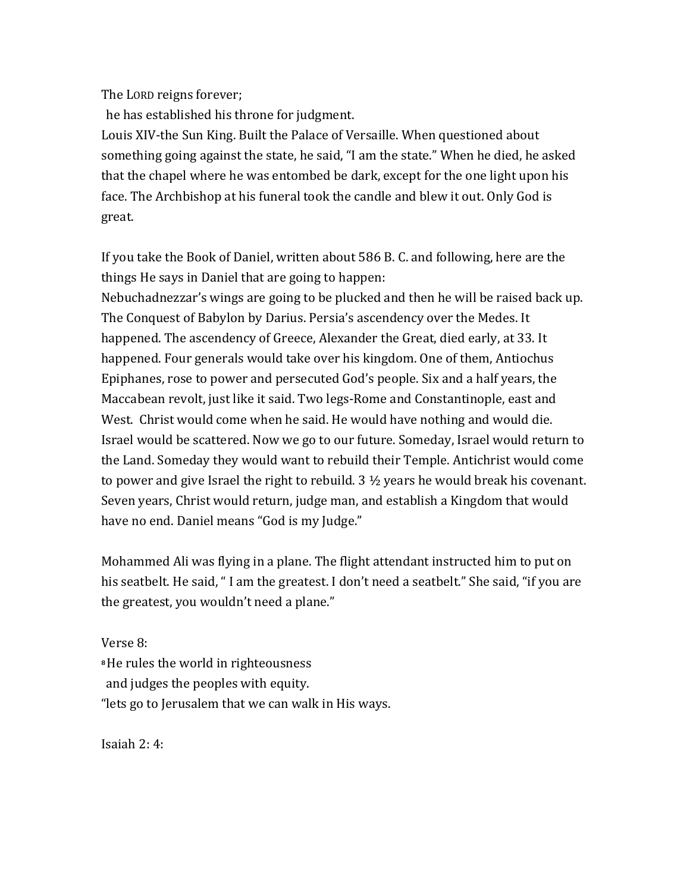The LORD reigns forever;
 he has established his throne for judgment.
Louis XIV-the Sun King. Built the Palace of Versaille. When questioned about something going against the state, he said, "I am the state." When he died, he asked that the chapel where he was entombed be dark, except for the one light upon his face. The Archbishop at his funeral took the candle and blew it out. Only God is great.

If you take the Book of Daniel, written about 586 B. C. and following, here are the things He says in Daniel that are going to happen:
Nebuchadnezzar's wings are going to be plucked and then he will be raised back up. The Conquest of Babylon by Darius. Persia's ascendency over the Medes. It happened. The ascendency of Greece, Alexander the Great, died early, at 33. It happened. Four generals would take over his kingdom. One of them, Antiochus Epiphanes, rose to power and persecuted God's people. Six and a half years, the Maccabean revolt, just like it said. Two legs-Rome and Constantinople, east and West. Christ would come when he said. He would have nothing and would die. Israel would be scattered. Now we go to our future. Someday, Israel would return to the Land. Someday they would want to rebuild their Temple. Antichrist would come to power and give Israel the right to rebuild. 3 ½ years he would break his covenant. Seven years, Christ would return, judge man, and establish a Kingdom that would have no end. Daniel means "God is my Judge."

Mohammed Ali was flying in a plane. The flight attendant instructed him to put on his seatbelt. He said, " I am the greatest. I don't need a seatbelt." She said, "if you are the greatest, you wouldn't need a plane."

Verse 8:
8 He rules the world in righteousness
 and judges the peoples with equity.
"lets go to Jerusalem that we can walk in His ways.

Isaiah 2: 4: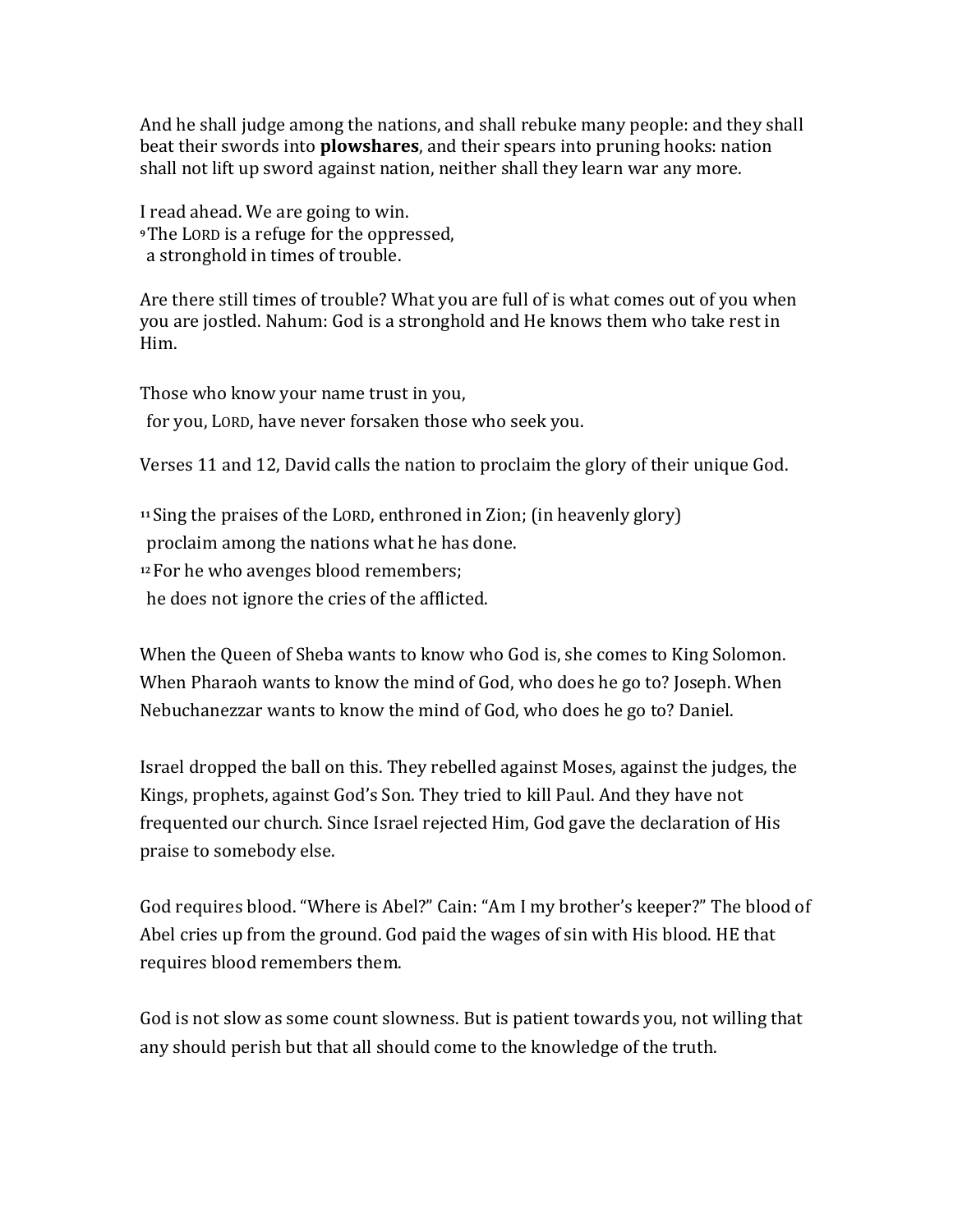And he shall judge among the nations, and shall rebuke many people: and they shall beat their swords into **plowshares**, and their spears into pruning hooks: nation shall not lift up sword against nation, neither shall they learn war any more.

I read ahead. We are going to win.
[9] The LORD is a refuge for the oppressed,
 a stronghold in times of trouble.

Are there still times of trouble? What you are full of is what comes out of you when you are jostled. Nahum: God is a stronghold and He knows them who take rest in Him.

Those who know your name trust in you,
 for you, LORD, have never forsaken those who seek you.

Verses 11 and 12, David calls the nation to proclaim the glory of their unique God.

[11] Sing the praises of the LORD, enthroned in Zion; (in heavenly glory)
 proclaim among the nations what he has done.
[12] For he who avenges blood remembers;
 he does not ignore the cries of the afflicted.

When the Queen of Sheba wants to know who God is, she comes to King Solomon. When Pharaoh wants to know the mind of God, who does he go to? Joseph. When Nebuchanezzar wants to know the mind of God, who does he go to? Daniel.

Israel dropped the ball on this. They rebelled against Moses, against the judges, the Kings, prophets, against God's Son. They tried to kill Paul. And they have not frequented our church. Since Israel rejected Him, God gave the declaration of His praise to somebody else.

God requires blood. "Where is Abel?" Cain: "Am I my brother's keeper?" The blood of Abel cries up from the ground. God paid the wages of sin with His blood. HE that requires blood remembers them.

God is not slow as some count slowness. But is patient towards you, not willing that any should perish but that all should come to the knowledge of the truth.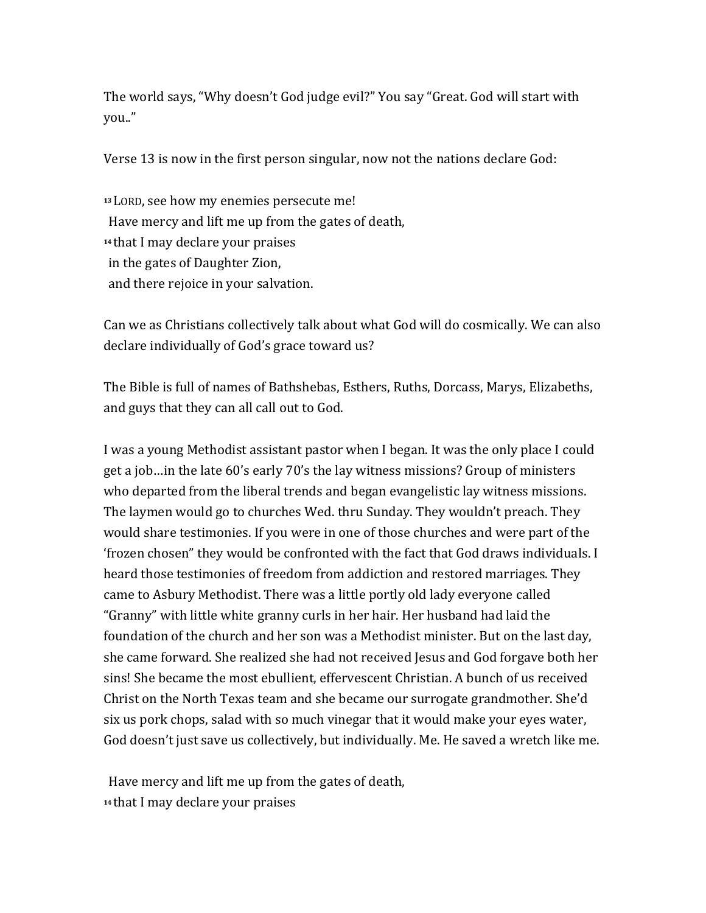The world says, "Why doesn't God judge evil?" You say "Great. God will start with you.."

Verse 13 is now in the first person singular, now not the nations declare God:

[13] LORD, see how my enemies persecute me!
 Have mercy and lift me up from the gates of death,
[14] that I may declare your praises
 in the gates of Daughter Zion,
 and there rejoice in your salvation.

Can we as Christians collectively talk about what God will do cosmically. We can also declare individually of God's grace toward us?

The Bible is full of names of Bathshebas, Esthers, Ruths, Dorcass, Marys, Elizabeths, and guys that they can all call out to God.

I was a young Methodist assistant pastor when I began. It was the only place I could get a job…in the late 60's early 70's the lay witness missions? Group of ministers who departed from the liberal trends and began evangelistic lay witness missions. The laymen would go to churches Wed. thru Sunday. They wouldn't preach. They would share testimonies. If you were in one of those churches and were part of the 'frozen chosen" they would be confronted with the fact that God draws individuals. I heard those testimonies of freedom from addiction and restored marriages. They came to Asbury Methodist. There was a little portly old lady everyone called "Granny" with little white granny curls in her hair. Her husband had laid the foundation of the church and her son was a Methodist minister. But on the last day, she came forward. She realized she had not received Jesus and God forgave both her sins! She became the most ebullient, effervescent Christian. A bunch of us received Christ on the North Texas team and she became our surrogate grandmother. She'd six us pork chops, salad with so much vinegar that it would make your eyes water, God doesn't just save us collectively, but individually. Me. He saved a wretch like me.

 Have mercy and lift me up from the gates of death,
[14] that I may declare your praises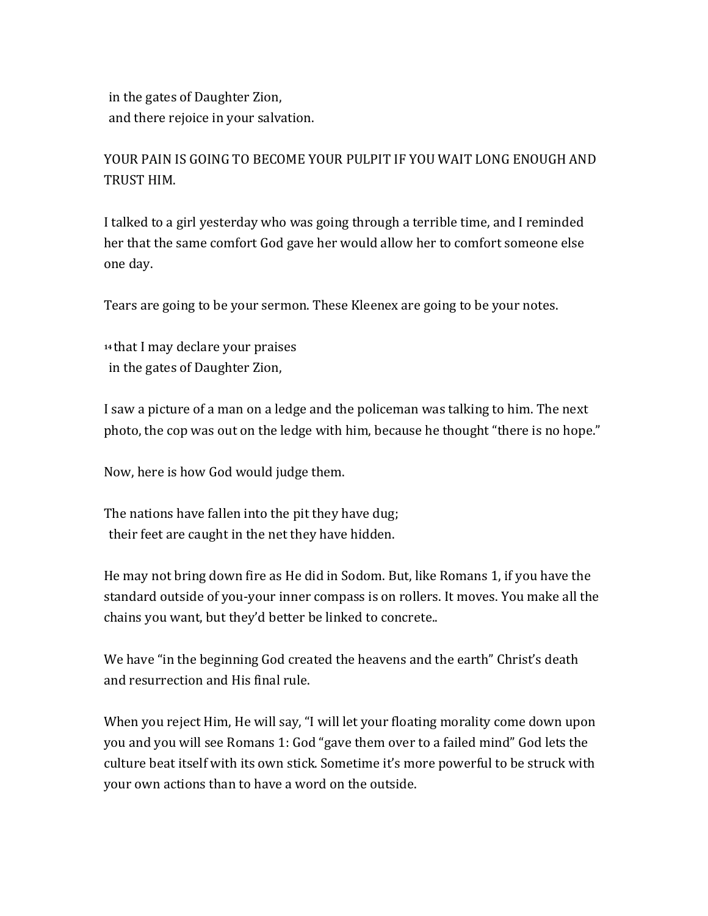in the gates of Daughter Zion,
and there rejoice in your salvation.

YOUR PAIN IS GOING TO BECOME YOUR PULPIT IF YOU WAIT LONG ENOUGH AND TRUST HIM.

I talked to a girl yesterday who was going through a terrible time, and I reminded her that the same comfort God gave her would allow her to comfort someone else one day.

Tears are going to be your sermon. These Kleenex are going to be your notes.

14 that I may declare your praises
in the gates of Daughter Zion,

I saw a picture of a man on a ledge and the policeman was talking to him. The next photo, the cop was out on the ledge with him, because he thought "there is no hope."

Now, here is how God would judge them.

The nations have fallen into the pit they have dug;
their feet are caught in the net they have hidden.

He may not bring down fire as He did in Sodom. But, like Romans 1, if you have the standard outside of you-your inner compass is on rollers. It moves. You make all the chains you want, but they'd better be linked to concrete..

We have "in the beginning God created the heavens and the earth" Christ's death and resurrection and His final rule.

When you reject Him, He will say, "I will let your floating morality come down upon you and you will see Romans 1: God "gave them over to a failed mind" God lets the culture beat itself with its own stick. Sometime it's more powerful to be struck with your own actions than to have a word on the outside.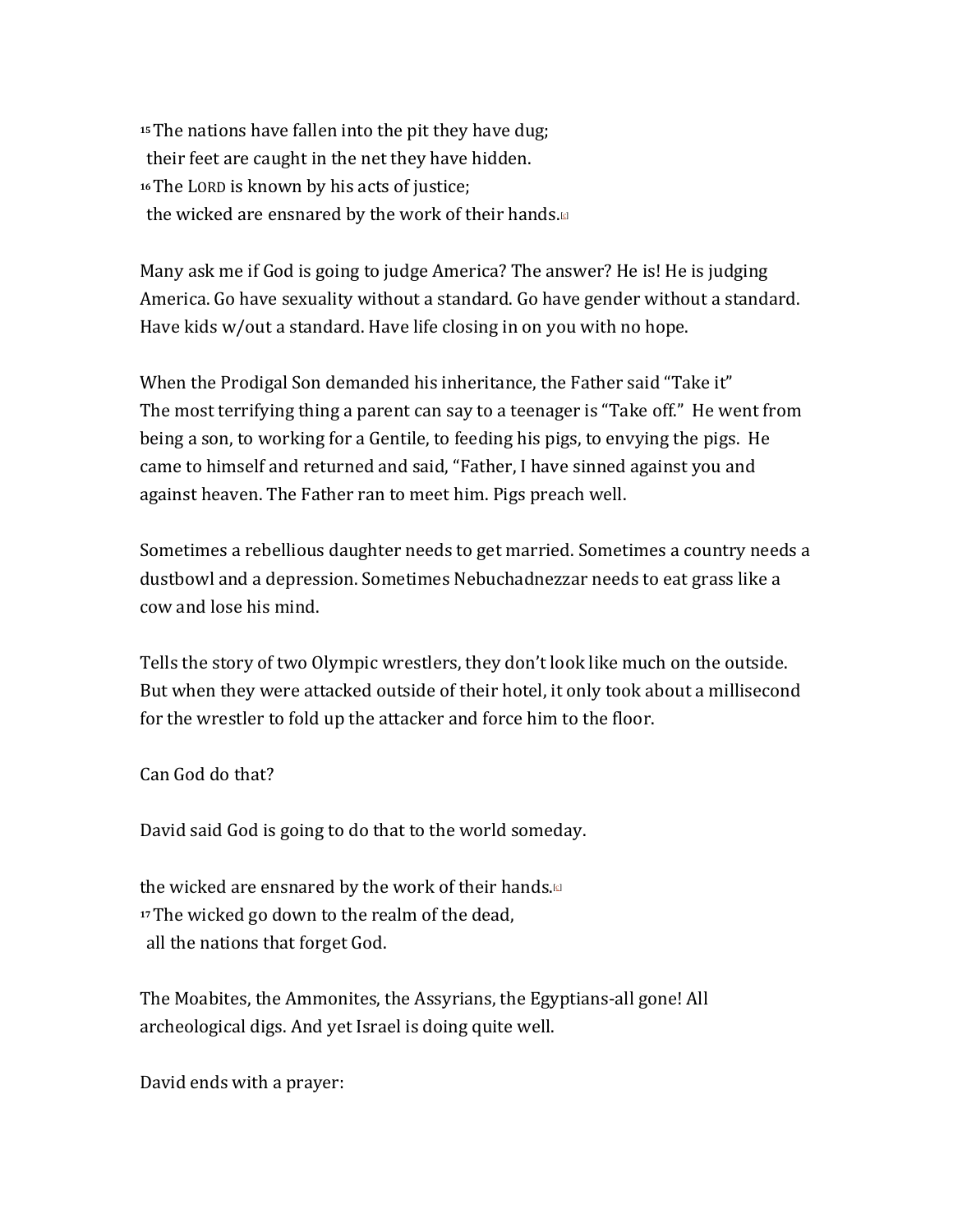[15] The nations have fallen into the pit they have dug;
 their feet are caught in the net they have hidden.
[16] The LORD is known by his acts of justice;
 the wicked are ensnared by the work of their hands.[c]

Many ask me if God is going to judge America? The answer? He is! He is judging America. Go have sexuality without a standard. Go have gender without a standard. Have kids w/out a standard. Have life closing in on you with no hope.

When the Prodigal Son demanded his inheritance, the Father said "Take it"
The most terrifying thing a parent can say to a teenager is "Take off." He went from being a son, to working for a Gentile, to feeding his pigs, to envying the pigs. He came to himself and returned and said, "Father, I have sinned against you and against heaven. The Father ran to meet him. Pigs preach well.

Sometimes a rebellious daughter needs to get married. Sometimes a country needs a dustbowl and a depression. Sometimes Nebuchadnezzar needs to eat grass like a cow and lose his mind.

Tells the story of two Olympic wrestlers, they don't look like much on the outside. But when they were attacked outside of their hotel, it only took about a millisecond for the wrestler to fold up the attacker and force him to the floor.

Can God do that?

David said God is going to do that to the world someday.

the wicked are ensnared by the work of their hands.[c]
[17] The wicked go down to the realm of the dead,
 all the nations that forget God.

The Moabites, the Ammonites, the Assyrians, the Egyptians-all gone! All archeological digs. And yet Israel is doing quite well.

David ends with a prayer: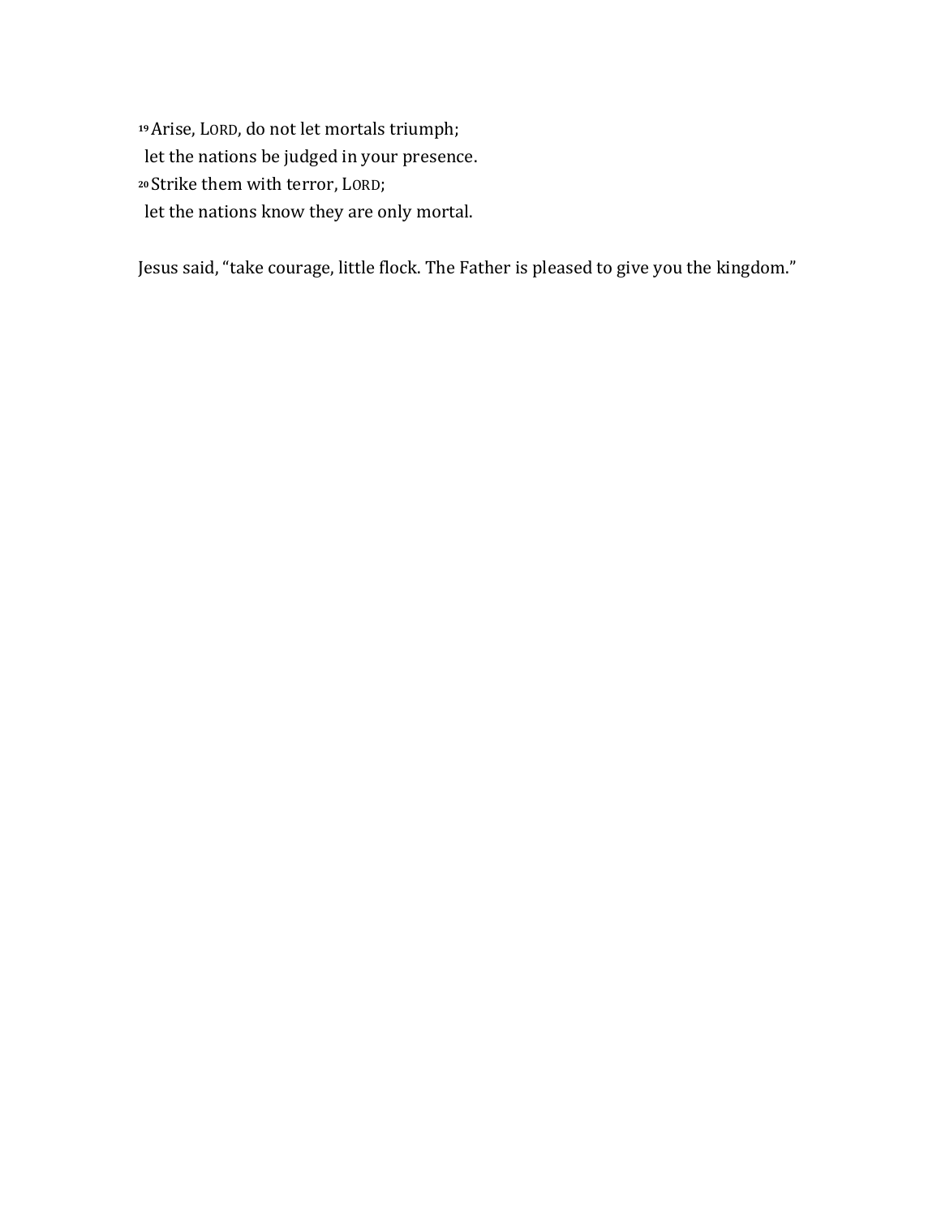[19] Arise, LORD, do not let mortals triumph;
 let the nations be judged in your presence.
[20] Strike them with terror, LORD;
 let the nations know they are only mortal.

Jesus said, "take courage, little flock. The Father is pleased to give you the kingdom."